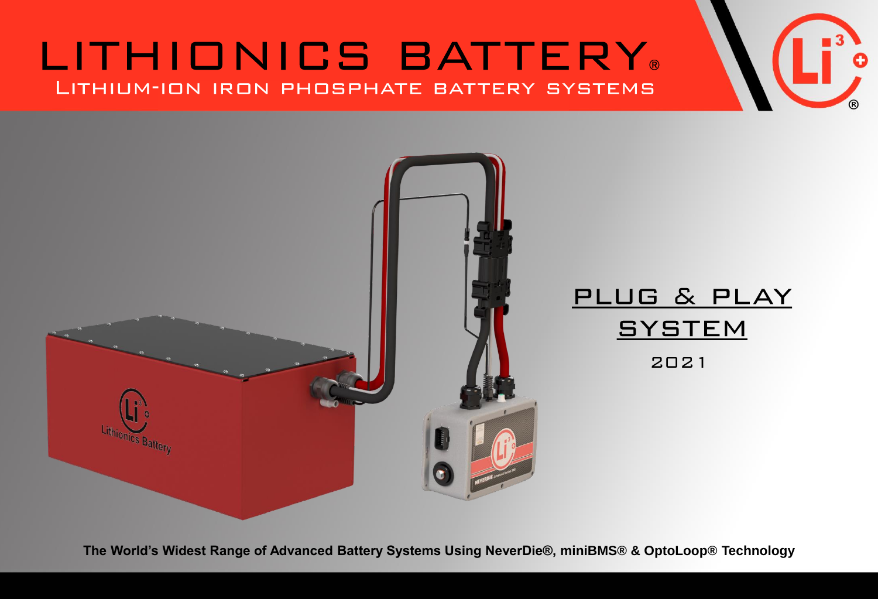# LITHIONICS BATTERY®

LITHIUM-ION IRON PHOSPHATE BATTERY SYSTEMS

## PLUG & PLAY SYSTEM

2021

**The World's Widest Range of Advanced Battery Systems Using NeverDie®, miniBMS® & OptoLoop® Technology**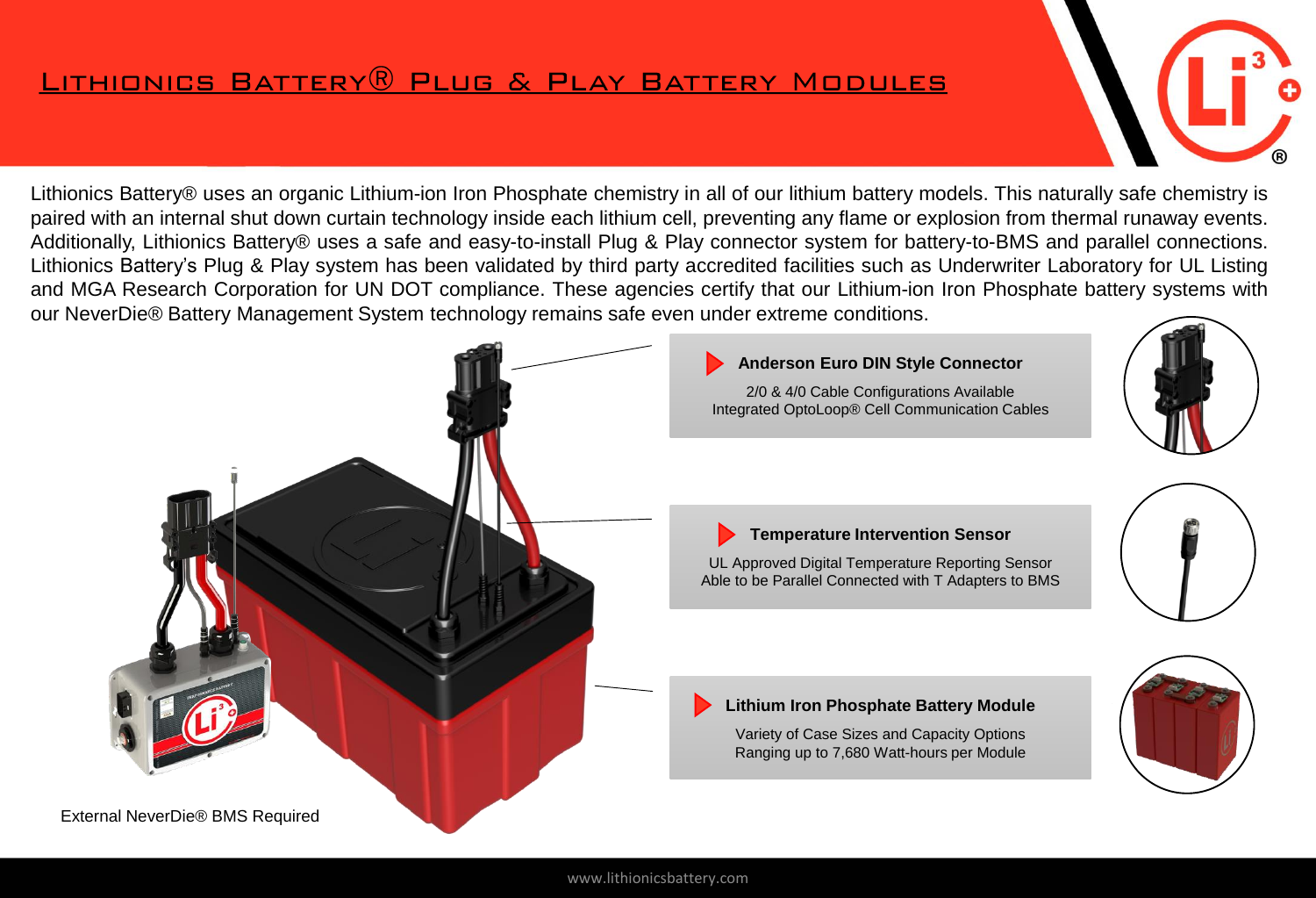# Lithionics Battery® Plug & Play Battery Modules

Lithionics Battery® uses an organic Lithium-ion Iron Phosphate chemistry in all of our lithium battery models. This naturally safe chemistry is paired with an internal shut down curtain technology inside each lithium cell, preventing any flame or explosion from thermal runaway events. Additionally, Lithionics Battery® uses a safe and easy-to-install Plug & Play connector system for battery-to-BMS and parallel connections. Lithionics Battery's Plug & Play system has been validated by third party accredited facilities such as Underwriter Laboratory for UL Listing and MGA Research Corporation for UN DOT compliance. These agencies certify that our Lithium-ion Iron Phosphate battery systems with our NeverDie® Battery Management System technology remains safe even under extreme conditions.

**Anderson Euro DIN Style Connector**

2/0 & 4/0 Cable Configurations Available
Integrated OptoLoop® Cell Communication Cables

**Temperature Intervention Sensor**

UL Approved Digital Temperature Reporting Sensor
Able to be Parallel Connected with T Adapters to BMS

**Lithium Iron Phosphate Battery Module**

Variety of Case Sizes and Capacity Options
Ranging up to 7,680 Watt-hours per Module

External NeverDie® BMS Required

www.lithionicsbattery.com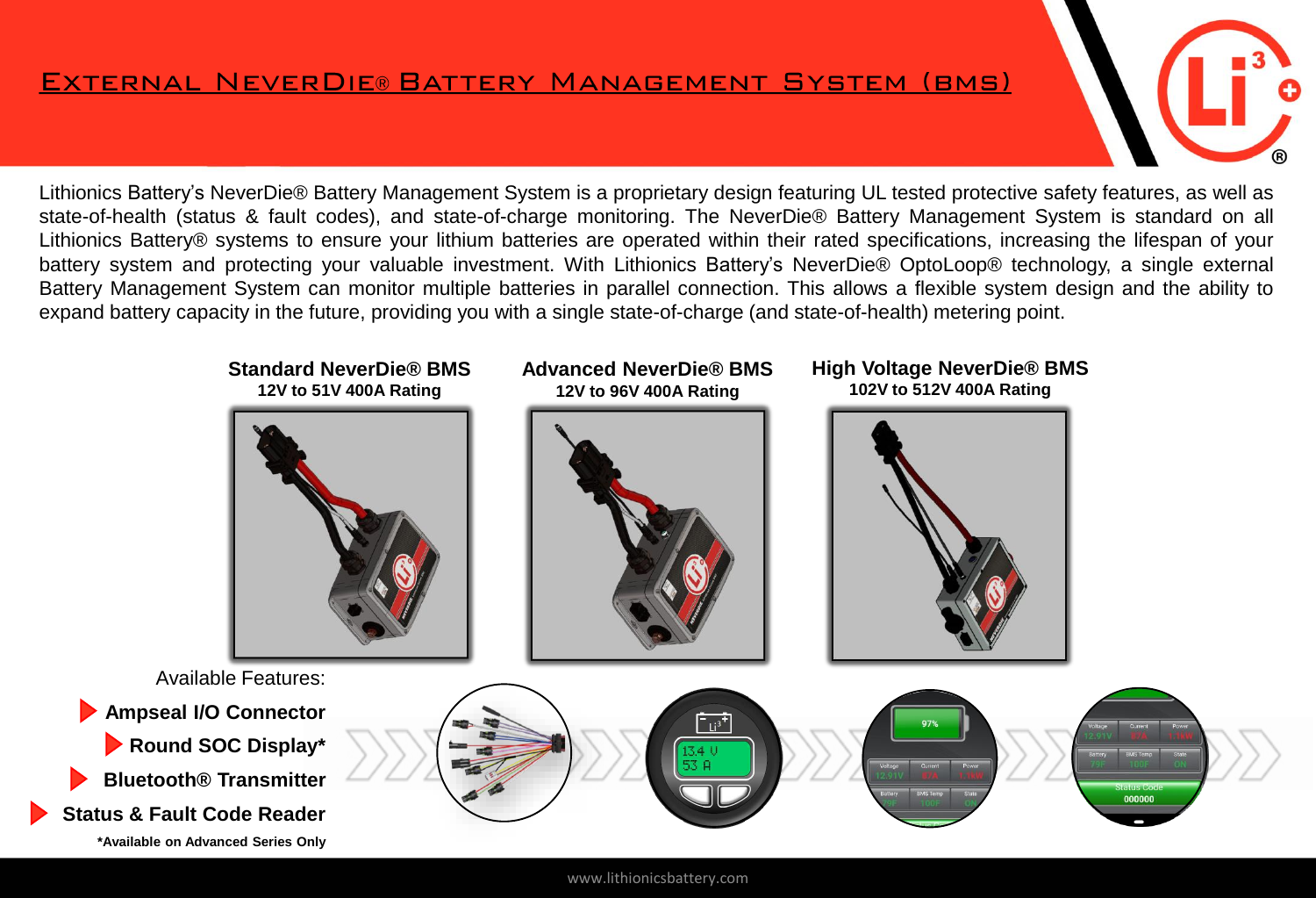# External NeverDie® Battery Management System (BMS)

Lithionics Battery's NeverDie® Battery Management System is a proprietary design featuring UL tested protective safety features, as well as state-of-health (status & fault codes), and state-of-charge monitoring. The NeverDie® Battery Management System is standard on all Lithionics Battery® systems to ensure your lithium batteries are operated within their rated specifications, increasing the lifespan of your battery system and protecting your valuable investment. With Lithionics Battery's NeverDie® OptoLoop® technology, a single external Battery Management System can monitor multiple batteries in parallel connection. This allows a flexible system design and the ability to expand battery capacity in the future, providing you with a single state-of-charge (and state-of-health) metering point.

**Standard NeverDie® BMS**
**12V to 51V 400A Rating**

**Advanced NeverDie® BMS**
**12V to 96V 400A Rating**

**High Voltage NeverDie® BMS**
**102V to 512V 400A Rating**

Available Features:

- **Ampseal I/O Connector**
- **Round SOC Display***
- **Bluetooth® Transmitter**
- **Status & Fault Code Reader**

***Available on Advanced Series Only**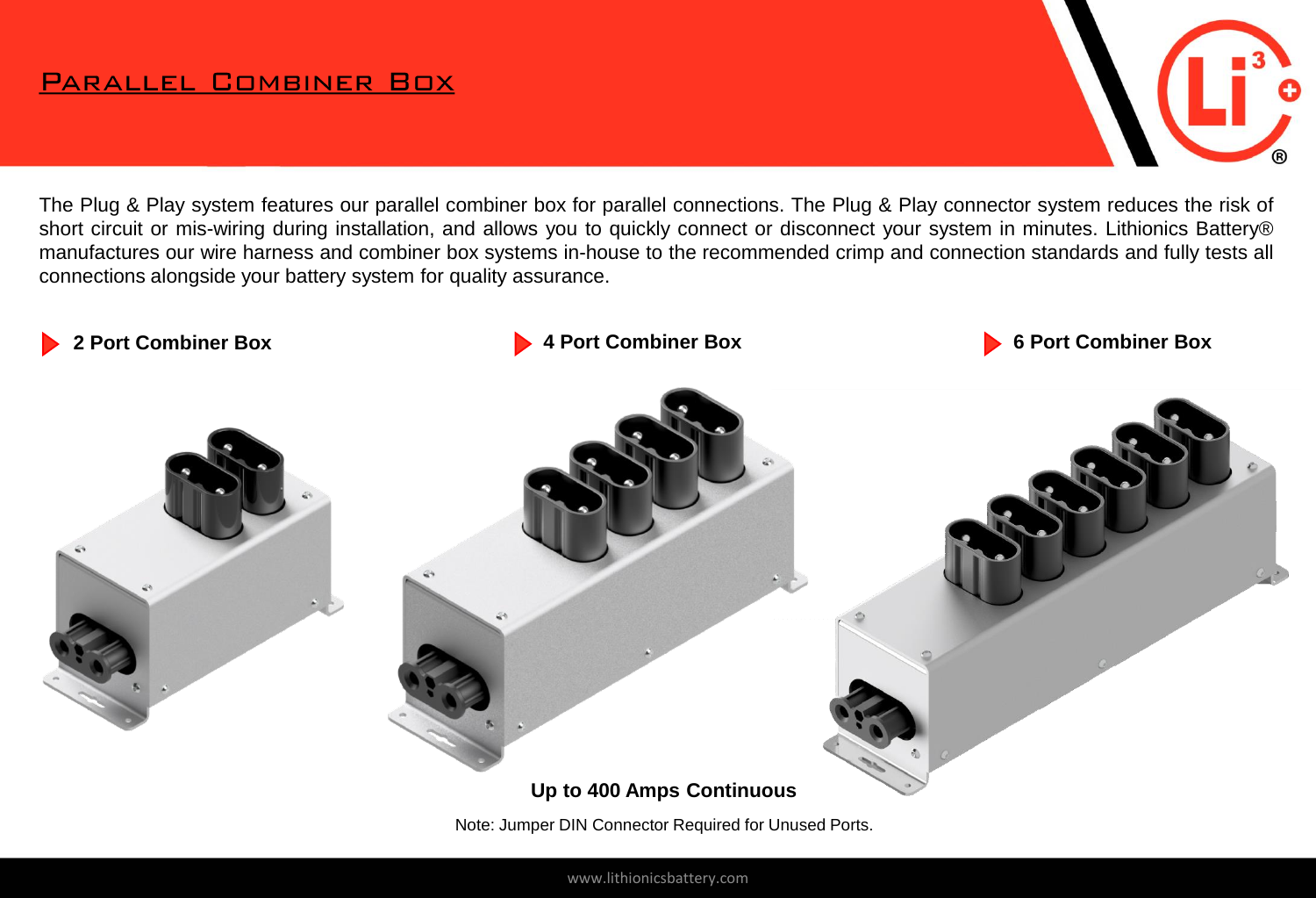# Parallel Combiner Box

The Plug & Play system features our parallel combiner box for parallel connections. The Plug & Play connector system reduces the risk of short circuit or mis-wiring during installation, and allows you to quickly connect or disconnect your system in minutes. Lithionics Battery® manufactures our wire harness and combiner box systems in-house to the recommended crimp and connection standards and fully tests all connections alongside your battery system for quality assurance.

**2 Port Combiner Box**

**4 Port Combiner Box**

**6 Port Combiner Box**

**Up to 400 Amps Continuous**

Note: Jumper DIN Connector Required for Unused Ports.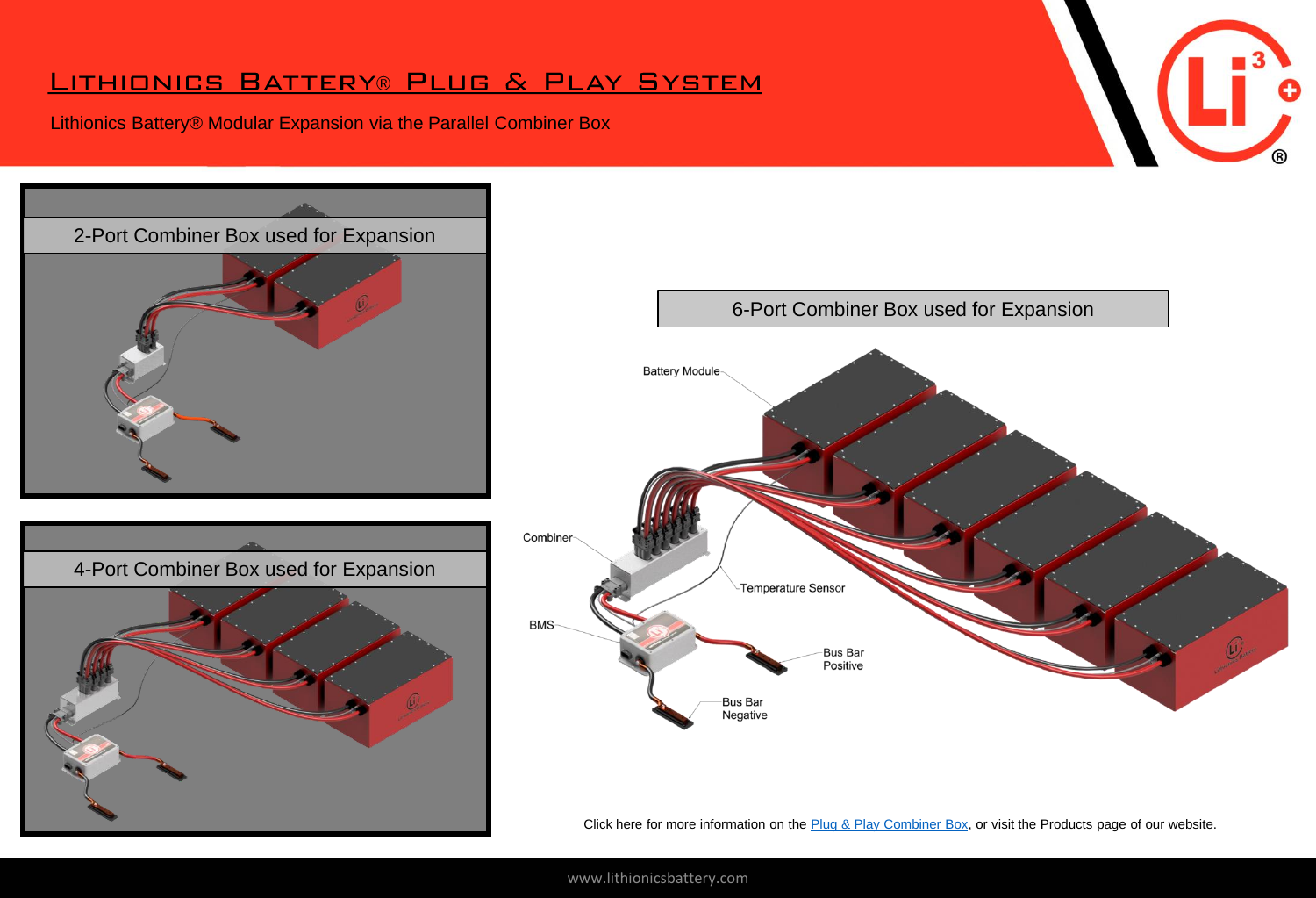# Lithionics Battery® Plug & Play System

Lithionics Battery® Modular Expansion via the Parallel Combiner Box

2-Port Combiner Box used for Expansion

4-Port Combiner Box used for Expansion

6-Port Combiner Box used for Expansion

Battery Module

Combiner

Temperature Sensor

BMS

Bus Bar
Positive

Bus Bar
Negative

Click here for more information on the [Plug & Play Combiner Box](), or visit the Products page of our website.

www.lithionicsbattery.com